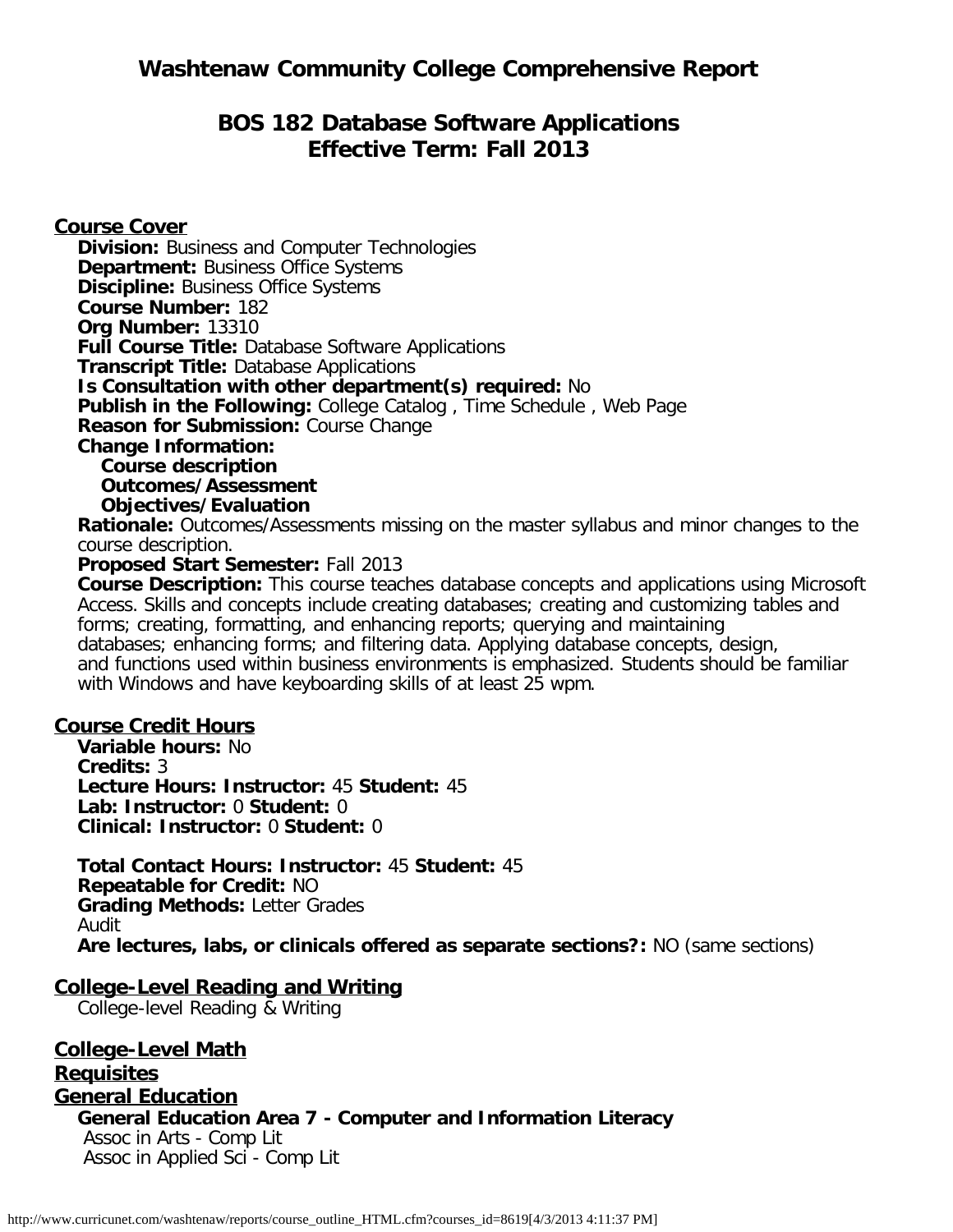# Washtenaw Community College Comprehensive Report

## BOS 182 Database Software Applications
## Effective Term: Fall 2013

### Course Cover

**Division:** Business and Computer Technologies
**Department:** Business Office Systems
**Discipline:** Business Office Systems
**Course Number:** 182
**Org Number:** 13310
**Full Course Title:** Database Software Applications
**Transcript Title:** Database Applications
**Is Consultation with other department(s) required:** No
**Publish in the Following:** College Catalog , Time Schedule , Web Page
**Reason for Submission:** Course Change
**Change Information:**

- **Course description**
- **Outcomes/Assessment**
- **Objectives/Evaluation**

**Rationale:** Outcomes/Assessments missing on the master syllabus and minor changes to the course description.
**Proposed Start Semester:** Fall 2013
**Course Description:** This course teaches database concepts and applications using Microsoft Access. Skills and concepts include creating databases; creating and customizing tables and forms; creating, formatting, and enhancing reports; querying and maintaining databases; enhancing forms; and filtering data. Applying database concepts, design, and functions used within business environments is emphasized. Students should be familiar with Windows and have keyboarding skills of at least 25 wpm.

### Course Credit Hours

**Variable hours:** No
**Credits:** 3
**Lecture Hours: Instructor:** 45 **Student:** 45
**Lab: Instructor:** 0 **Student:** 0
**Clinical: Instructor:** 0 **Student:** 0

**Total Contact Hours: Instructor:** 45 **Student:** 45
**Repeatable for Credit:** NO
**Grading Methods:** Letter Grades
Audit
**Are lectures, labs, or clinicals offered as separate sections?:** NO (same sections)

### College-Level Reading and Writing

College-level Reading & Writing

### College-Level Math

### Requisites

### General Education

**General Education Area 7 - Computer and Information Literacy**
Assoc in Arts - Comp Lit
Assoc in Applied Sci - Comp Lit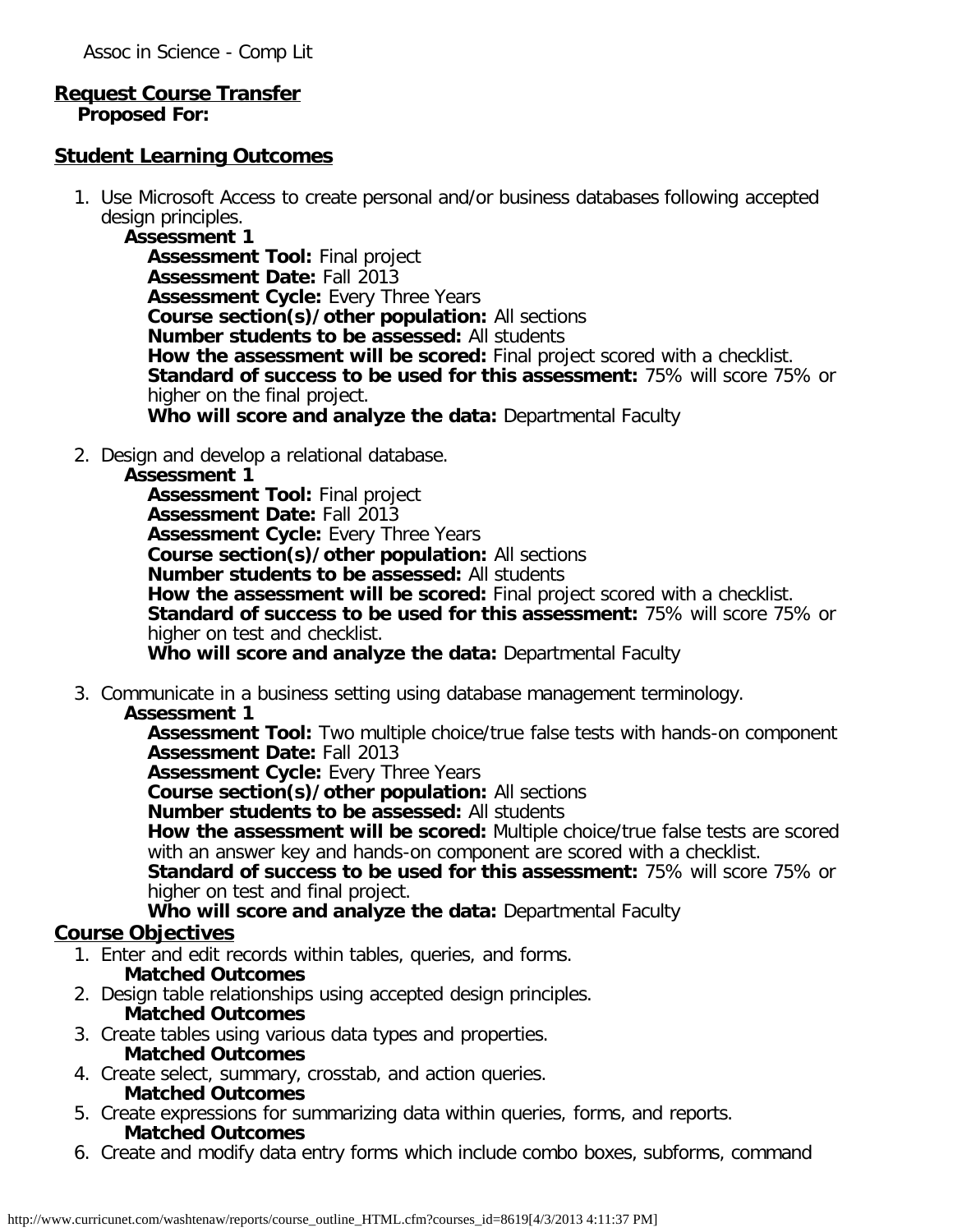Assoc in Science - Comp Lit

## Request Course Transfer

**Proposed For:**

## Student Learning Outcomes

1. Use Microsoft Access to create personal and/or business databases following accepted design principles.
   **Assessment 1**
   **Assessment Tool:** Final project
   **Assessment Date:** Fall 2013
   **Assessment Cycle:** Every Three Years
   **Course section(s)/other population:** All sections
   **Number students to be assessed:** All students
   **How the assessment will be scored:** Final project scored with a checklist.
   **Standard of success to be used for this assessment:** 75% will score 75% or higher on the final project.
   **Who will score and analyze the data:** Departmental Faculty

2. Design and develop a relational database.
   **Assessment 1**
   **Assessment Tool:** Final project
   **Assessment Date:** Fall 2013
   **Assessment Cycle:** Every Three Years
   **Course section(s)/other population:** All sections
   **Number students to be assessed:** All students
   **How the assessment will be scored:** Final project scored with a checklist.
   **Standard of success to be used for this assessment:** 75% will score 75% or higher on test and checklist.
   **Who will score and analyze the data:** Departmental Faculty

3. Communicate in a business setting using database management terminology.
   **Assessment 1**
   **Assessment Tool:** Two multiple choice/true false tests with hands-on component
   **Assessment Date:** Fall 2013
   **Assessment Cycle:** Every Three Years
   **Course section(s)/other population:** All sections
   **Number students to be assessed:** All students
   **How the assessment will be scored:** Multiple choice/true false tests are scored with an answer key and hands-on component are scored with a checklist.
   **Standard of success to be used for this assessment:** 75% will score 75% or higher on test and final project.
   **Who will score and analyze the data:** Departmental Faculty

## Course Objectives

1. Enter and edit records within tables, queries, and forms.
   **Matched Outcomes**
2. Design table relationships using accepted design principles.
   **Matched Outcomes**
3. Create tables using various data types and properties.
   **Matched Outcomes**
4. Create select, summary, crosstab, and action queries.
   **Matched Outcomes**
5. Create expressions for summarizing data within queries, forms, and reports.
   **Matched Outcomes**
6. Create and modify data entry forms which include combo boxes, subforms, command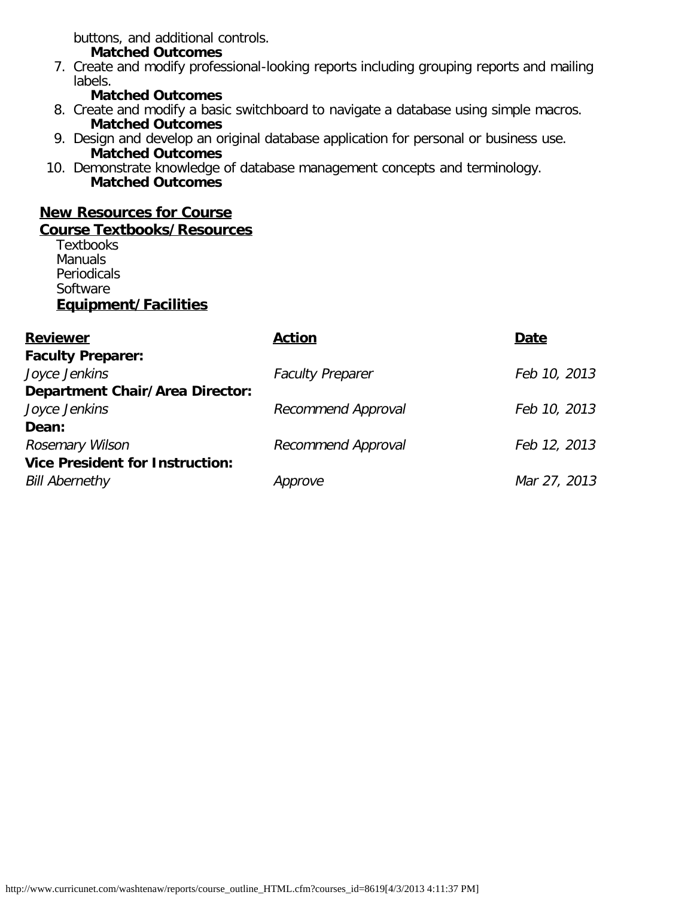buttons, and additional controls.

**Matched Outcomes**

7. Create and modify professional-looking reports including grouping reports and mailing labels.

   **Matched Outcomes**

8. Create and modify a basic switchboard to navigate a database using simple macros.

   **Matched Outcomes**

9. Design and develop an original database application for personal or business use.

   **Matched Outcomes**

10. Demonstrate knowledge of database management concepts and terminology.

    **Matched Outcomes**

**New Resources for Course**

**Course Textbooks/Resources**

Textbooks
Manuals
Periodicals
Software

**Equipment/Facilities**

| **Reviewer** | **Action** | **Date** |
|---|---|---|
| **Faculty Preparer:** | | |
| *Joyce Jenkins* | *Faculty Preparer* | *Feb 10, 2013* |
| **Department Chair/Area Director:** | | |
| *Joyce Jenkins* | *Recommend Approval* | *Feb 10, 2013* |
| **Dean:** | | |
| *Rosemary Wilson* | *Recommend Approval* | *Feb 12, 2013* |
| **Vice President for Instruction:** | | |
| *Bill Abernethy* | *Approve* | *Mar 27, 2013* |